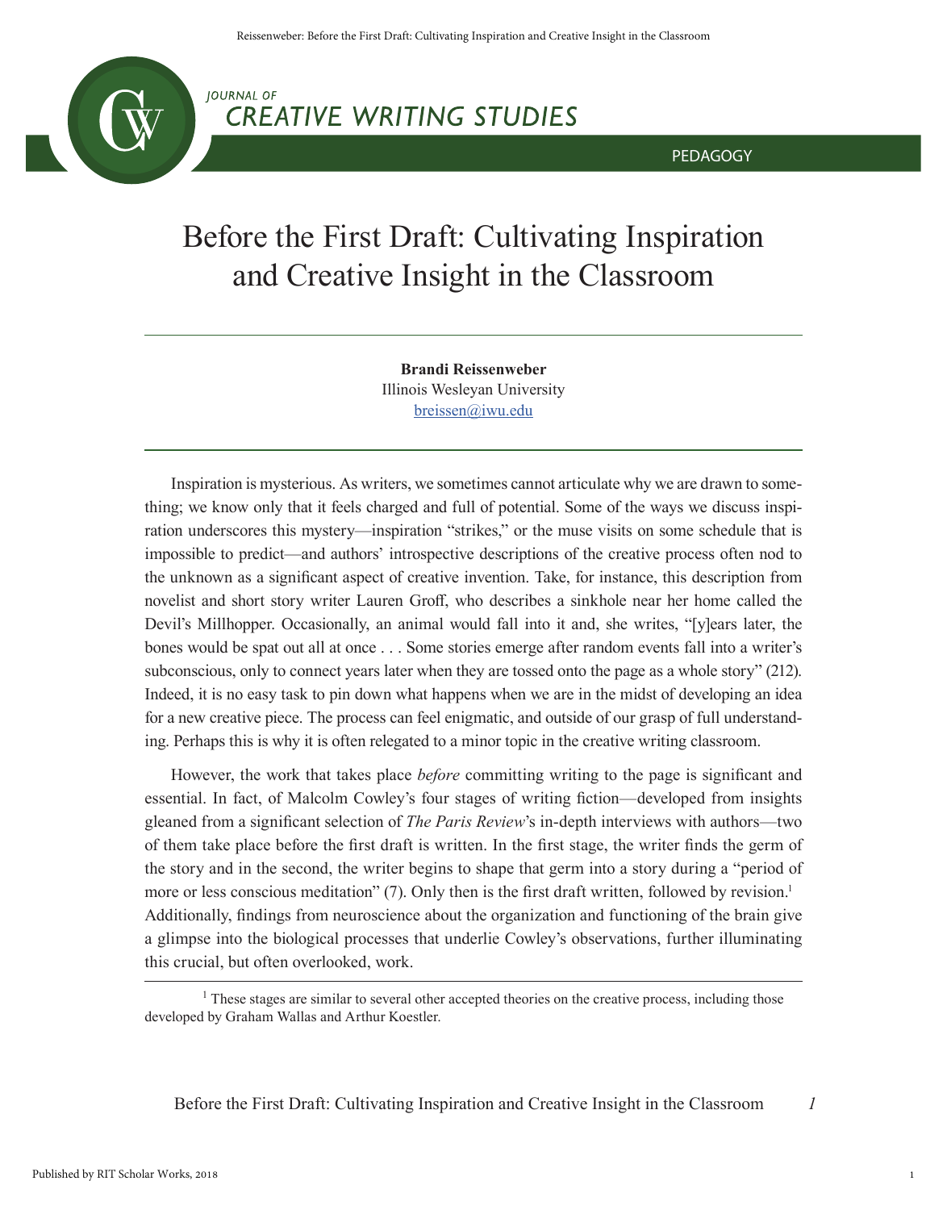JOURNAL OF CREATIVE WRITING STUDIES

PEDAGOGY

# Before the First Draft: Cultivating Inspiration and Creative Insight in the Classroom

**Brandi Reissenweber**
Illinois Wesleyan University
breissen@iwu.edu

Inspiration is mysterious. As writers, we sometimes cannot articulate why we are drawn to something; we know only that it feels charged and full of potential. Some of the ways we discuss inspiration underscores this mystery—inspiration "strikes," or the muse visits on some schedule that is impossible to predict—and authors' introspective descriptions of the creative process often nod to the unknown as a significant aspect of creative invention. Take, for instance, this description from novelist and short story writer Lauren Groff, who describes a sinkhole near her home called the Devil's Millhopper. Occasionally, an animal would fall into it and, she writes, "[y]ears later, the bones would be spat out all at once . . . Some stories emerge after random events fall into a writer's subconscious, only to connect years later when they are tossed onto the page as a whole story" (212). Indeed, it is no easy task to pin down what happens when we are in the midst of developing an idea for a new creative piece. The process can feel enigmatic, and outside of our grasp of full understanding. Perhaps this is why it is often relegated to a minor topic in the creative writing classroom.

However, the work that takes place *before* committing writing to the page is significant and essential. In fact, of Malcolm Cowley's four stages of writing fiction—developed from insights gleaned from a significant selection of *The Paris Review*'s in-depth interviews with authors—two of them take place before the first draft is written. In the first stage, the writer finds the germ of the story and in the second, the writer begins to shape that germ into a story during a "period of more or less conscious meditation" (7). Only then is the first draft written, followed by revision.[1] Additionally, findings from neuroscience about the organization and functioning of the brain give a glimpse into the biological processes that underlie Cowley's observations, further illuminating this crucial, but often overlooked, work.

[1] These stages are similar to several other accepted theories on the creative process, including those developed by Graham Wallas and Arthur Koestler.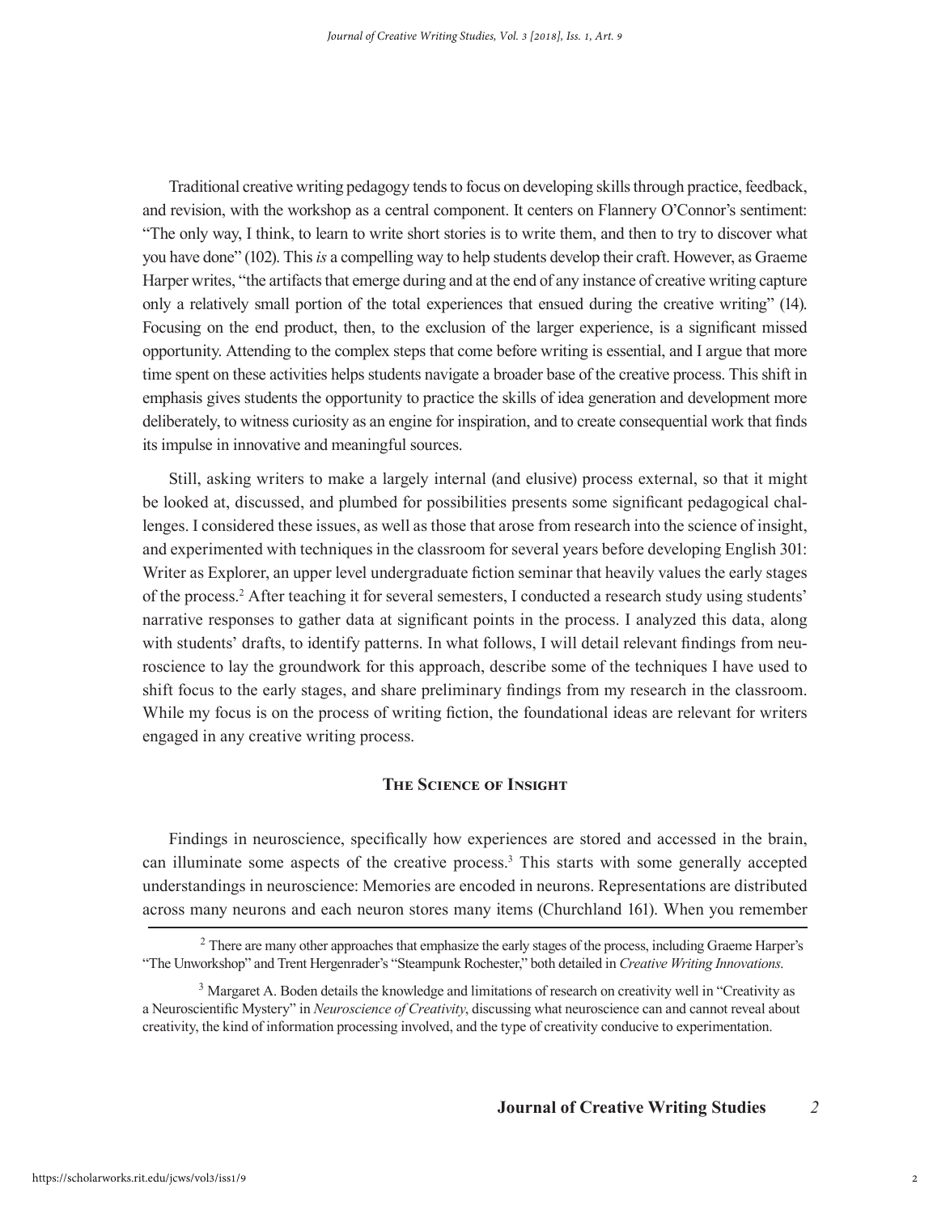Traditional creative writing pedagogy tends to focus on developing skills through practice, feedback, and revision, with the workshop as a central component. It centers on Flannery O'Connor's sentiment: "The only way, I think, to learn to write short stories is to write them, and then to try to discover what you have done" (102). This *is* a compelling way to help students develop their craft. However, as Graeme Harper writes, "the artifacts that emerge during and at the end of any instance of creative writing capture only a relatively small portion of the total experiences that ensued during the creative writing" (14). Focusing on the end product, then, to the exclusion of the larger experience, is a significant missed opportunity. Attending to the complex steps that come before writing is essential, and I argue that more time spent on these activities helps students navigate a broader base of the creative process. This shift in emphasis gives students the opportunity to practice the skills of idea generation and development more deliberately, to witness curiosity as an engine for inspiration, and to create consequential work that finds its impulse in innovative and meaningful sources.

Still, asking writers to make a largely internal (and elusive) process external, so that it might be looked at, discussed, and plumbed for possibilities presents some significant pedagogical challenges. I considered these issues, as well as those that arose from research into the science of insight, and experimented with techniques in the classroom for several years before developing English 301: Writer as Explorer, an upper level undergraduate fiction seminar that heavily values the early stages of the process.[2] After teaching it for several semesters, I conducted a research study using students' narrative responses to gather data at significant points in the process. I analyzed this data, along with students' drafts, to identify patterns. In what follows, I will detail relevant findings from neuroscience to lay the groundwork for this approach, describe some of the techniques I have used to shift focus to the early stages, and share preliminary findings from my research in the classroom. While my focus is on the process of writing fiction, the foundational ideas are relevant for writers engaged in any creative writing process.

## The Science of Insight

Findings in neuroscience, specifically how experiences are stored and accessed in the brain, can illuminate some aspects of the creative process.[3] This starts with some generally accepted understandings in neuroscience: Memories are encoded in neurons. Representations are distributed across many neurons and each neuron stores many items (Churchland 161). When you remember

---

[2] There are many other approaches that emphasize the early stages of the process, including Graeme Harper's "The Unworkshop" and Trent Hergenrader's "Steampunk Rochester," both detailed in *Creative Writing Innovations*.

[3] Margaret A. Boden details the knowledge and limitations of research on creativity well in "Creativity as a Neuroscientific Mystery" in *Neuroscience of Creativity*, discussing what neuroscience can and cannot reveal about creativity, the kind of information processing involved, and the type of creativity conducive to experimentation.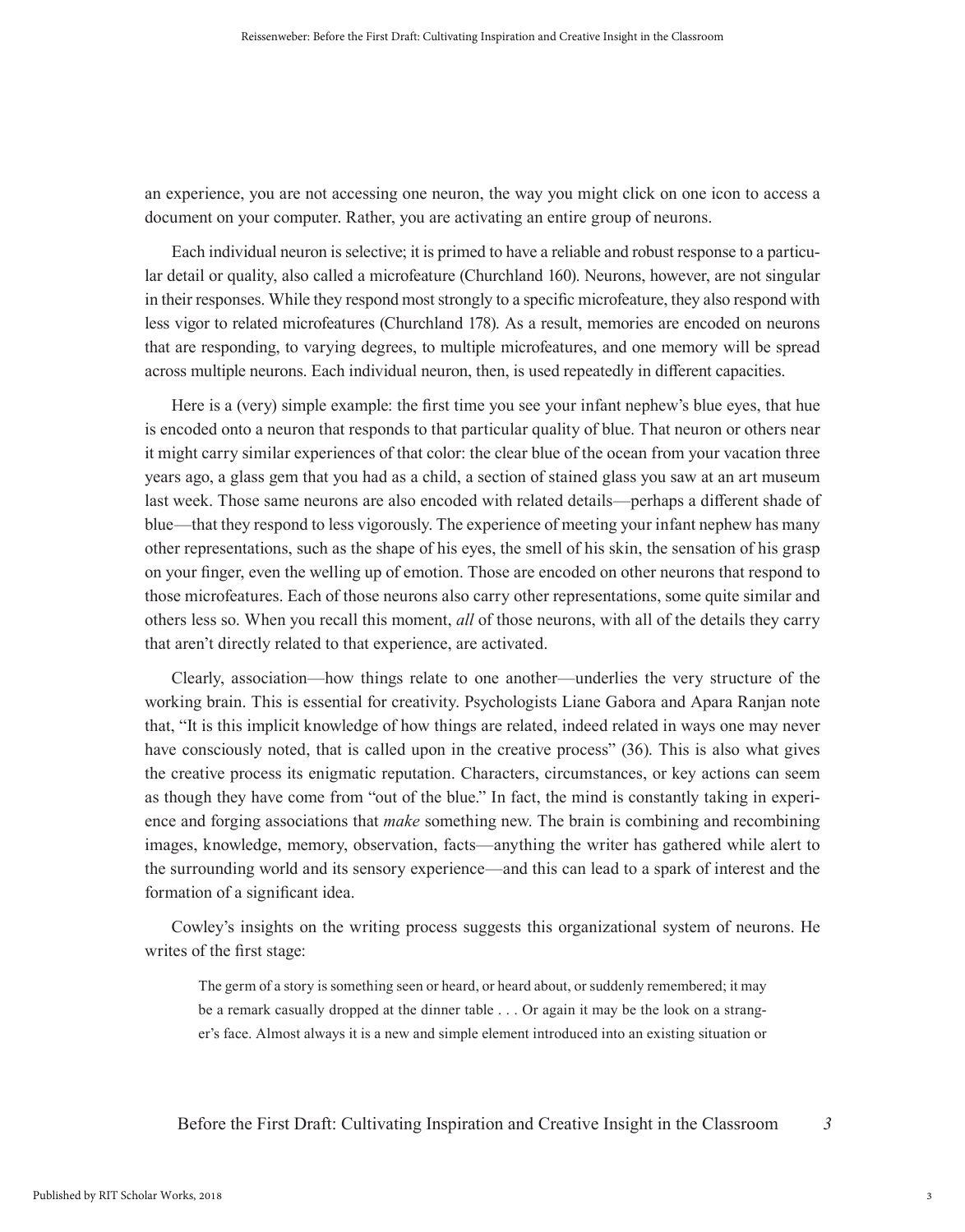an experience, you are not accessing one neuron, the way you might click on one icon to access a document on your computer. Rather, you are activating an entire group of neurons.

Each individual neuron is selective; it is primed to have a reliable and robust response to a particular detail or quality, also called a microfeature (Churchland 160). Neurons, however, are not singular in their responses. While they respond most strongly to a specific microfeature, they also respond with less vigor to related microfeatures (Churchland 178). As a result, memories are encoded on neurons that are responding, to varying degrees, to multiple microfeatures, and one memory will be spread across multiple neurons. Each individual neuron, then, is used repeatedly in different capacities.

Here is a (very) simple example: the first time you see your infant nephew's blue eyes, that hue is encoded onto a neuron that responds to that particular quality of blue. That neuron or others near it might carry similar experiences of that color: the clear blue of the ocean from your vacation three years ago, a glass gem that you had as a child, a section of stained glass you saw at an art museum last week. Those same neurons are also encoded with related details—perhaps a different shade of blue—that they respond to less vigorously. The experience of meeting your infant nephew has many other representations, such as the shape of his eyes, the smell of his skin, the sensation of his grasp on your finger, even the welling up of emotion. Those are encoded on other neurons that respond to those microfeatures. Each of those neurons also carry other representations, some quite similar and others less so. When you recall this moment, *all* of those neurons, with all of the details they carry that aren't directly related to that experience, are activated.

Clearly, association—how things relate to one another—underlies the very structure of the working brain. This is essential for creativity. Psychologists Liane Gabora and Apara Ranjan note that, "It is this implicit knowledge of how things are related, indeed related in ways one may never have consciously noted, that is called upon in the creative process" (36). This is also what gives the creative process its enigmatic reputation. Characters, circumstances, or key actions can seem as though they have come from "out of the blue." In fact, the mind is constantly taking in experience and forging associations that *make* something new. The brain is combining and recombining images, knowledge, memory, observation, facts—anything the writer has gathered while alert to the surrounding world and its sensory experience—and this can lead to a spark of interest and the formation of a significant idea.

Cowley's insights on the writing process suggests this organizational system of neurons. He writes of the first stage:

> The germ of a story is something seen or heard, or heard about, or suddenly remembered; it may be a remark casually dropped at the dinner table . . . Or again it may be the look on a stranger's face. Almost always it is a new and simple element introduced into an existing situation or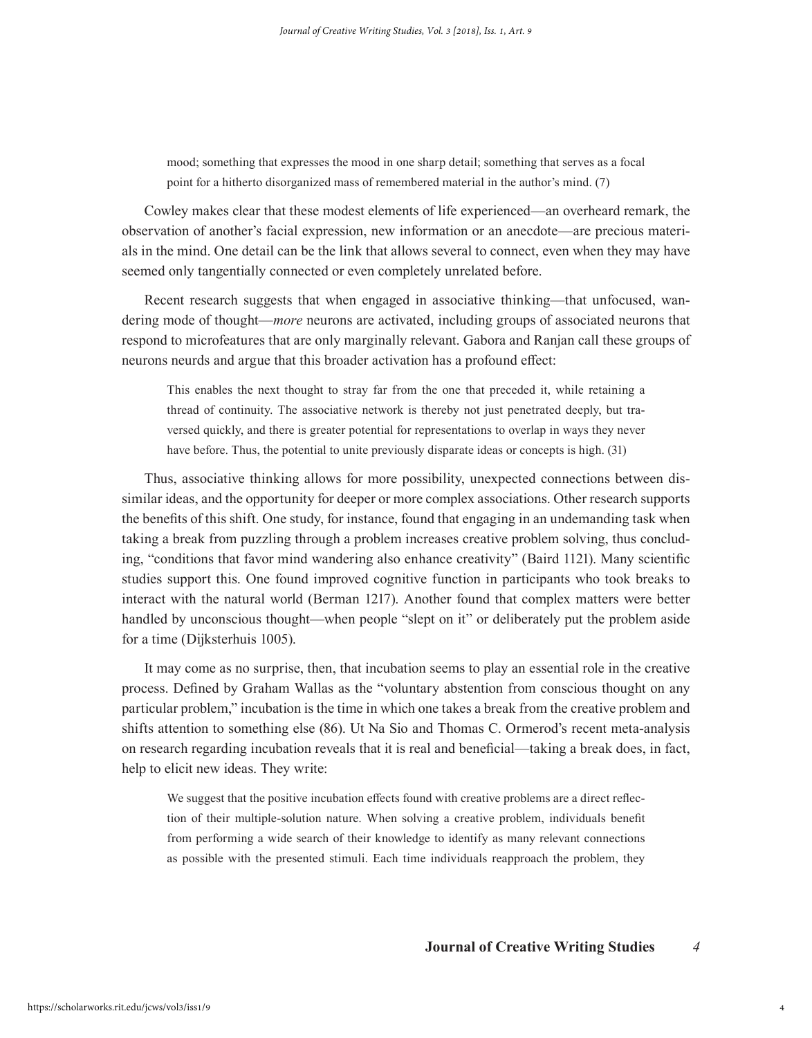> mood; something that expresses the mood in one sharp detail; something that serves as a focal point for a hitherto disorganized mass of remembered material in the author's mind. (7)

Cowley makes clear that these modest elements of life experienced—an overheard remark, the observation of another's facial expression, new information or an anecdote—are precious materials in the mind. One detail can be the link that allows several to connect, even when they may have seemed only tangentially connected or even completely unrelated before.

Recent research suggests that when engaged in associative thinking—that unfocused, wandering mode of thought—*more* neurons are activated, including groups of associated neurons that respond to microfeatures that are only marginally relevant. Gabora and Ranjan call these groups of neurons neurds and argue that this broader activation has a profound effect:

> This enables the next thought to stray far from the one that preceded it, while retaining a thread of continuity. The associative network is thereby not just penetrated deeply, but traversed quickly, and there is greater potential for representations to overlap in ways they never have before. Thus, the potential to unite previously disparate ideas or concepts is high. (31)

Thus, associative thinking allows for more possibility, unexpected connections between dissimilar ideas, and the opportunity for deeper or more complex associations. Other research supports the benefits of this shift. One study, for instance, found that engaging in an undemanding task when taking a break from puzzling through a problem increases creative problem solving, thus concluding, "conditions that favor mind wandering also enhance creativity" (Baird 1121). Many scientific studies support this. One found improved cognitive function in participants who took breaks to interact with the natural world (Berman 1217). Another found that complex matters were better handled by unconscious thought—when people "slept on it" or deliberately put the problem aside for a time (Dijksterhuis 1005).

It may come as no surprise, then, that incubation seems to play an essential role in the creative process. Defined by Graham Wallas as the "voluntary abstention from conscious thought on any particular problem," incubation is the time in which one takes a break from the creative problem and shifts attention to something else (86). Ut Na Sio and Thomas C. Ormerod's recent meta-analysis on research regarding incubation reveals that it is real and beneficial—taking a break does, in fact, help to elicit new ideas. They write:

> We suggest that the positive incubation effects found with creative problems are a direct reflection of their multiple-solution nature. When solving a creative problem, individuals benefit from performing a wide search of their knowledge to identify as many relevant connections as possible with the presented stimuli. Each time individuals reapproach the problem, they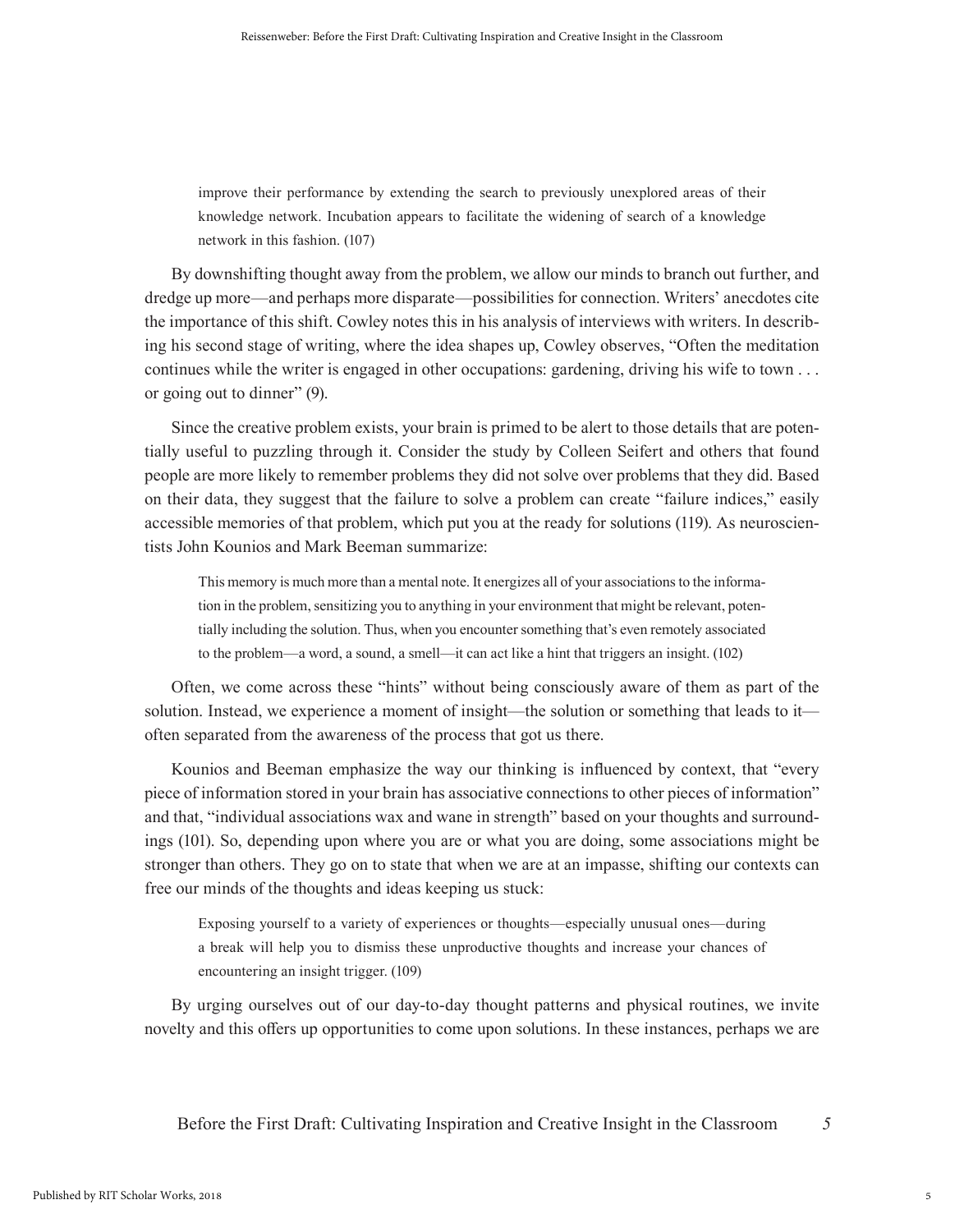> improve their performance by extending the search to previously unexplored areas of their knowledge network. Incubation appears to facilitate the widening of search of a knowledge network in this fashion. (107)

By downshifting thought away from the problem, we allow our minds to branch out further, and dredge up more—and perhaps more disparate—possibilities for connection. Writers' anecdotes cite the importance of this shift. Cowley notes this in his analysis of interviews with writers. In describing his second stage of writing, where the idea shapes up, Cowley observes, "Often the meditation continues while the writer is engaged in other occupations: gardening, driving his wife to town . . . or going out to dinner" (9).

Since the creative problem exists, your brain is primed to be alert to those details that are potentially useful to puzzling through it. Consider the study by Colleen Seifert and others that found people are more likely to remember problems they did not solve over problems that they did. Based on their data, they suggest that the failure to solve a problem can create "failure indices," easily accessible memories of that problem, which put you at the ready for solutions (119). As neuroscientists John Kounios and Mark Beeman summarize:

> This memory is much more than a mental note. It energizes all of your associations to the information in the problem, sensitizing you to anything in your environment that might be relevant, potentially including the solution. Thus, when you encounter something that's even remotely associated to the problem—a word, a sound, a smell—it can act like a hint that triggers an insight. (102)

Often, we come across these "hints" without being consciously aware of them as part of the solution. Instead, we experience a moment of insight—the solution or something that leads to it—often separated from the awareness of the process that got us there.

Kounios and Beeman emphasize the way our thinking is influenced by context, that "every piece of information stored in your brain has associative connections to other pieces of information" and that, "individual associations wax and wane in strength" based on your thoughts and surroundings (101). So, depending upon where you are or what you are doing, some associations might be stronger than others. They go on to state that when we are at an impasse, shifting our contexts can free our minds of the thoughts and ideas keeping us stuck:

> Exposing yourself to a variety of experiences or thoughts—especially unusual ones—during a break will help you to dismiss these unproductive thoughts and increase your chances of encountering an insight trigger. (109)

By urging ourselves out of our day-to-day thought patterns and physical routines, we invite novelty and this offers up opportunities to come upon solutions. In these instances, perhaps we are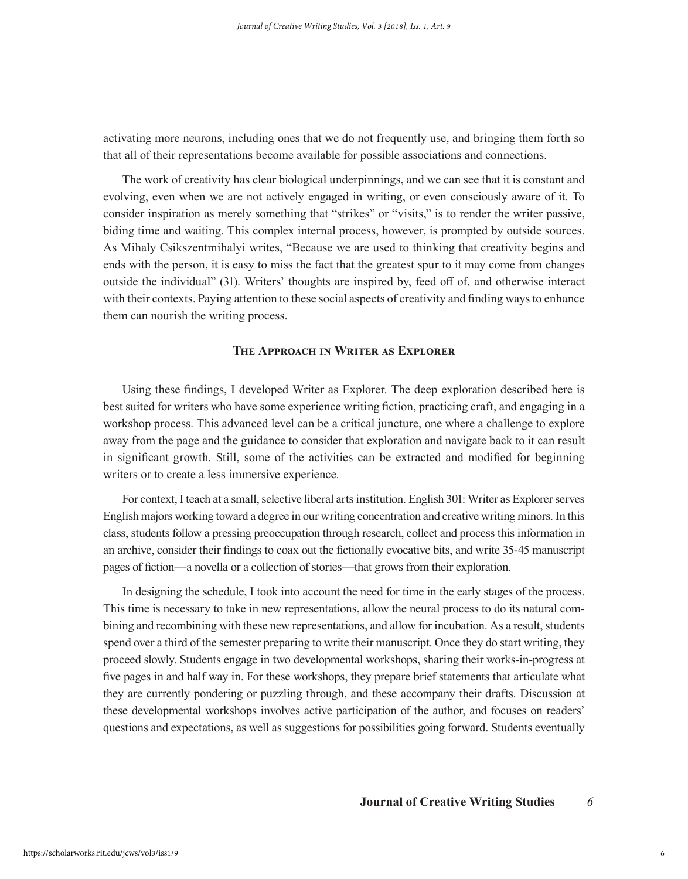activating more neurons, including ones that we do not frequently use, and bringing them forth so that all of their representations become available for possible associations and connections.

The work of creativity has clear biological underpinnings, and we can see that it is constant and evolving, even when we are not actively engaged in writing, or even consciously aware of it. To consider inspiration as merely something that "strikes" or "visits," is to render the writer passive, biding time and waiting. This complex internal process, however, is prompted by outside sources. As Mihaly Csikszentmihalyi writes, "Because we are used to thinking that creativity begins and ends with the person, it is easy to miss the fact that the greatest spur to it may come from changes outside the individual" (31). Writers' thoughts are inspired by, feed off of, and otherwise interact with their contexts. Paying attention to these social aspects of creativity and finding ways to enhance them can nourish the writing process.

## The Approach in Writer as Explorer

Using these findings, I developed Writer as Explorer. The deep exploration described here is best suited for writers who have some experience writing fiction, practicing craft, and engaging in a workshop process. This advanced level can be a critical juncture, one where a challenge to explore away from the page and the guidance to consider that exploration and navigate back to it can result in significant growth. Still, some of the activities can be extracted and modified for beginning writers or to create a less immersive experience.

For context, I teach at a small, selective liberal arts institution. English 301: Writer as Explorer serves English majors working toward a degree in our writing concentration and creative writing minors. In this class, students follow a pressing preoccupation through research, collect and process this information in an archive, consider their findings to coax out the fictionally evocative bits, and write 35-45 manuscript pages of fiction—a novella or a collection of stories—that grows from their exploration.

In designing the schedule, I took into account the need for time in the early stages of the process. This time is necessary to take in new representations, allow the neural process to do its natural combining and recombining with these new representations, and allow for incubation. As a result, students spend over a third of the semester preparing to write their manuscript. Once they do start writing, they proceed slowly. Students engage in two developmental workshops, sharing their works-in-progress at five pages in and half way in. For these workshops, they prepare brief statements that articulate what they are currently pondering or puzzling through, and these accompany their drafts. Discussion at these developmental workshops involves active participation of the author, and focuses on readers' questions and expectations, as well as suggestions for possibilities going forward. Students eventually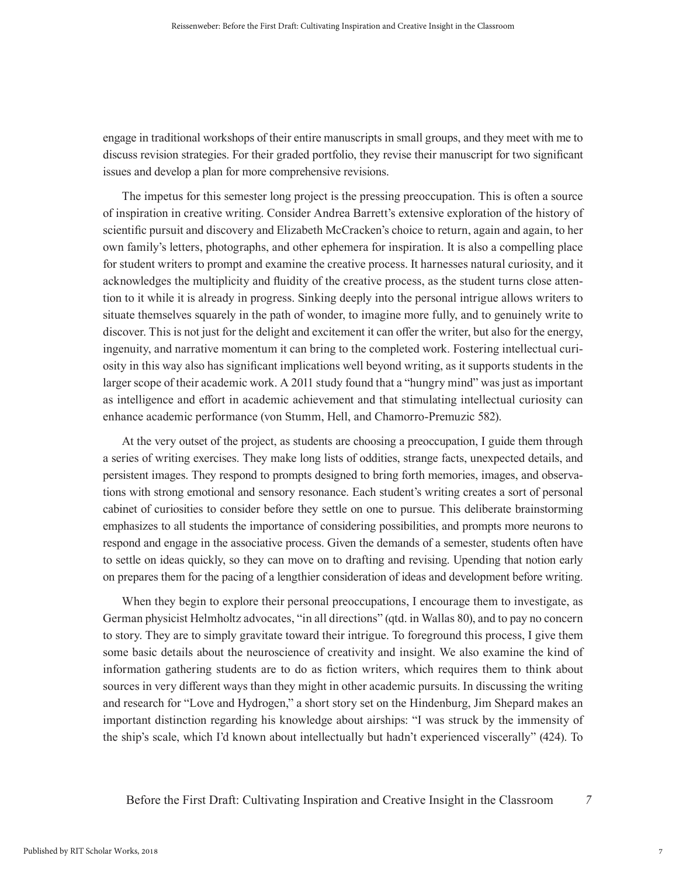engage in traditional workshops of their entire manuscripts in small groups, and they meet with me to discuss revision strategies. For their graded portfolio, they revise their manuscript for two significant issues and develop a plan for more comprehensive revisions.

The impetus for this semester long project is the pressing preoccupation. This is often a source of inspiration in creative writing. Consider Andrea Barrett's extensive exploration of the history of scientific pursuit and discovery and Elizabeth McCracken's choice to return, again and again, to her own family's letters, photographs, and other ephemera for inspiration. It is also a compelling place for student writers to prompt and examine the creative process. It harnesses natural curiosity, and it acknowledges the multiplicity and fluidity of the creative process, as the student turns close attention to it while it is already in progress. Sinking deeply into the personal intrigue allows writers to situate themselves squarely in the path of wonder, to imagine more fully, and to genuinely write to discover. This is not just for the delight and excitement it can offer the writer, but also for the energy, ingenuity, and narrative momentum it can bring to the completed work. Fostering intellectual curiosity in this way also has significant implications well beyond writing, as it supports students in the larger scope of their academic work. A 2011 study found that a "hungry mind" was just as important as intelligence and effort in academic achievement and that stimulating intellectual curiosity can enhance academic performance (von Stumm, Hell, and Chamorro-Premuzic 582).

At the very outset of the project, as students are choosing a preoccupation, I guide them through a series of writing exercises. They make long lists of oddities, strange facts, unexpected details, and persistent images. They respond to prompts designed to bring forth memories, images, and observations with strong emotional and sensory resonance. Each student's writing creates a sort of personal cabinet of curiosities to consider before they settle on one to pursue. This deliberate brainstorming emphasizes to all students the importance of considering possibilities, and prompts more neurons to respond and engage in the associative process. Given the demands of a semester, students often have to settle on ideas quickly, so they can move on to drafting and revising. Upending that notion early on prepares them for the pacing of a lengthier consideration of ideas and development before writing.

When they begin to explore their personal preoccupations, I encourage them to investigate, as German physicist Helmholtz advocates, "in all directions" (qtd. in Wallas 80), and to pay no concern to story. They are to simply gravitate toward their intrigue. To foreground this process, I give them some basic details about the neuroscience of creativity and insight. We also examine the kind of information gathering students are to do as fiction writers, which requires them to think about sources in very different ways than they might in other academic pursuits. In discussing the writing and research for "Love and Hydrogen," a short story set on the Hindenburg, Jim Shepard makes an important distinction regarding his knowledge about airships: "I was struck by the immensity of the ship's scale, which I'd known about intellectually but hadn't experienced viscerally" (424). To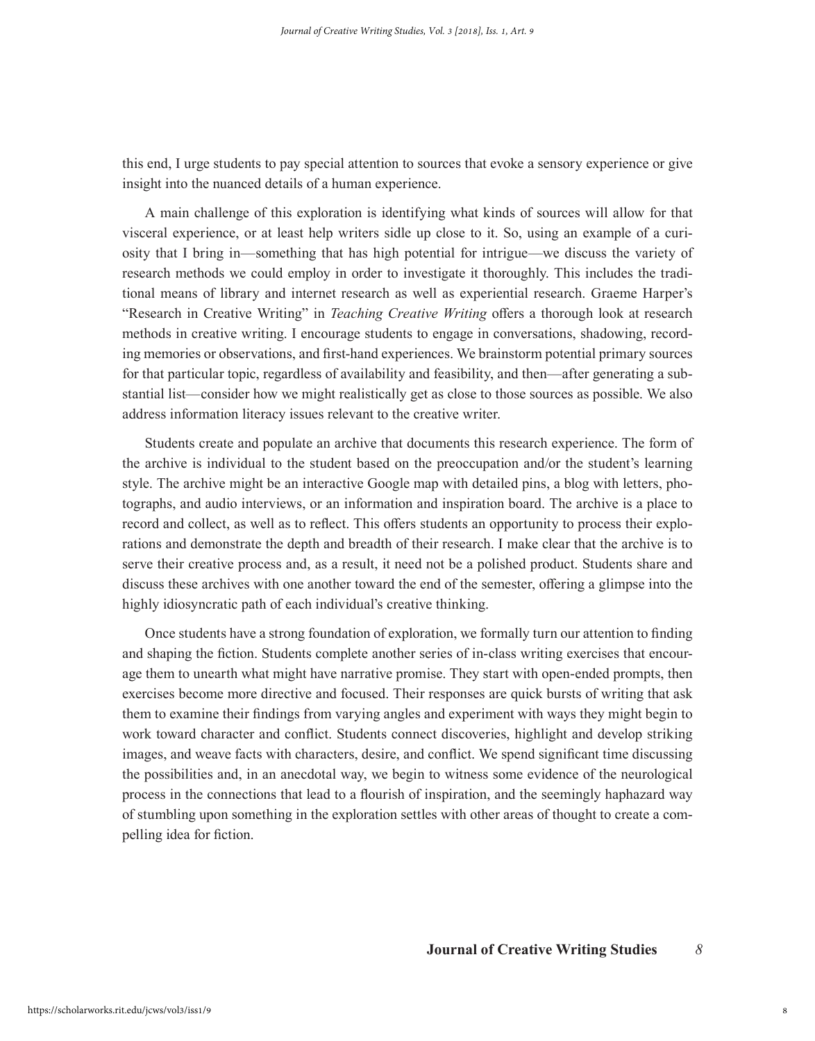this end, I urge students to pay special attention to sources that evoke a sensory experience or give insight into the nuanced details of a human experience.

A main challenge of this exploration is identifying what kinds of sources will allow for that visceral experience, or at least help writers sidle up close to it. So, using an example of a curiosity that I bring in—something that has high potential for intrigue—we discuss the variety of research methods we could employ in order to investigate it thoroughly. This includes the traditional means of library and internet research as well as experiential research. Graeme Harper's "Research in Creative Writing" in *Teaching Creative Writing* offers a thorough look at research methods in creative writing. I encourage students to engage in conversations, shadowing, recording memories or observations, and first-hand experiences. We brainstorm potential primary sources for that particular topic, regardless of availability and feasibility, and then—after generating a substantial list—consider how we might realistically get as close to those sources as possible. We also address information literacy issues relevant to the creative writer.

Students create and populate an archive that documents this research experience. The form of the archive is individual to the student based on the preoccupation and/or the student's learning style. The archive might be an interactive Google map with detailed pins, a blog with letters, photographs, and audio interviews, or an information and inspiration board. The archive is a place to record and collect, as well as to reflect. This offers students an opportunity to process their explorations and demonstrate the depth and breadth of their research. I make clear that the archive is to serve their creative process and, as a result, it need not be a polished product. Students share and discuss these archives with one another toward the end of the semester, offering a glimpse into the highly idiosyncratic path of each individual's creative thinking.

Once students have a strong foundation of exploration, we formally turn our attention to finding and shaping the fiction. Students complete another series of in-class writing exercises that encourage them to unearth what might have narrative promise. They start with open-ended prompts, then exercises become more directive and focused. Their responses are quick bursts of writing that ask them to examine their findings from varying angles and experiment with ways they might begin to work toward character and conflict. Students connect discoveries, highlight and develop striking images, and weave facts with characters, desire, and conflict. We spend significant time discussing the possibilities and, in an anecdotal way, we begin to witness some evidence of the neurological process in the connections that lead to a flourish of inspiration, and the seemingly haphazard way of stumbling upon something in the exploration settles with other areas of thought to create a compelling idea for fiction.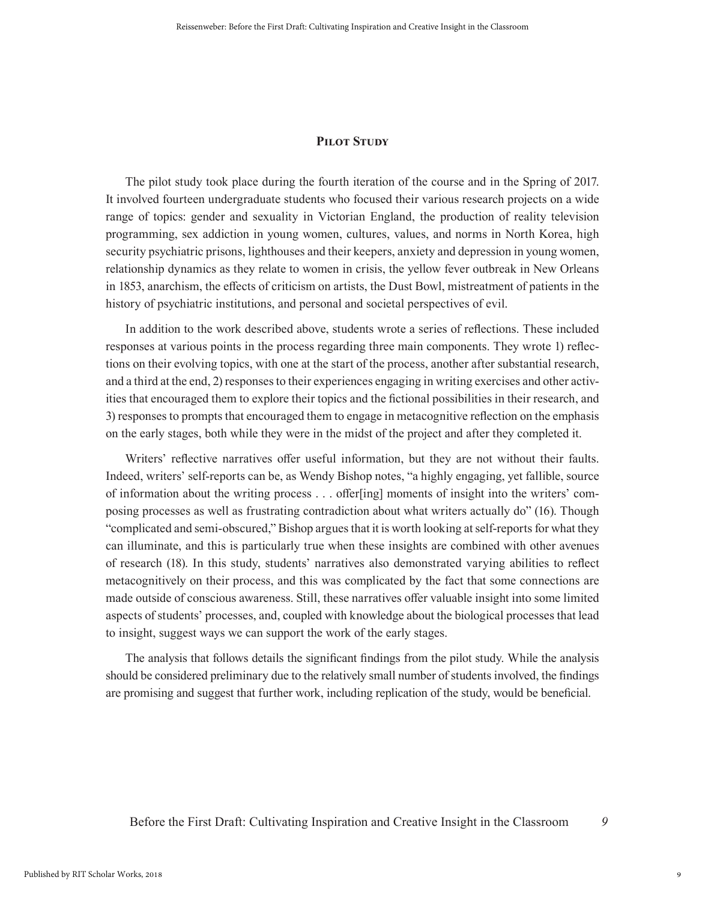## Pilot Study

The pilot study took place during the fourth iteration of the course and in the Spring of 2017. It involved fourteen undergraduate students who focused their various research projects on a wide range of topics: gender and sexuality in Victorian England, the production of reality television programming, sex addiction in young women, cultures, values, and norms in North Korea, high security psychiatric prisons, lighthouses and their keepers, anxiety and depression in young women, relationship dynamics as they relate to women in crisis, the yellow fever outbreak in New Orleans in 1853, anarchism, the effects of criticism on artists, the Dust Bowl, mistreatment of patients in the history of psychiatric institutions, and personal and societal perspectives of evil.

In addition to the work described above, students wrote a series of reflections. These included responses at various points in the process regarding three main components. They wrote 1) reflections on their evolving topics, with one at the start of the process, another after substantial research, and a third at the end, 2) responses to their experiences engaging in writing exercises and other activities that encouraged them to explore their topics and the fictional possibilities in their research, and 3) responses to prompts that encouraged them to engage in metacognitive reflection on the emphasis on the early stages, both while they were in the midst of the project and after they completed it.

Writers' reflective narratives offer useful information, but they are not without their faults. Indeed, writers' self-reports can be, as Wendy Bishop notes, "a highly engaging, yet fallible, source of information about the writing process . . . offer[ing] moments of insight into the writers' composing processes as well as frustrating contradiction about what writers actually do" (16). Though "complicated and semi-obscured," Bishop argues that it is worth looking at self-reports for what they can illuminate, and this is particularly true when these insights are combined with other avenues of research (18). In this study, students' narratives also demonstrated varying abilities to reflect metacognitively on their process, and this was complicated by the fact that some connections are made outside of conscious awareness. Still, these narratives offer valuable insight into some limited aspects of students' processes, and, coupled with knowledge about the biological processes that lead to insight, suggest ways we can support the work of the early stages.

The analysis that follows details the significant findings from the pilot study. While the analysis should be considered preliminary due to the relatively small number of students involved, the findings are promising and suggest that further work, including replication of the study, would be beneficial.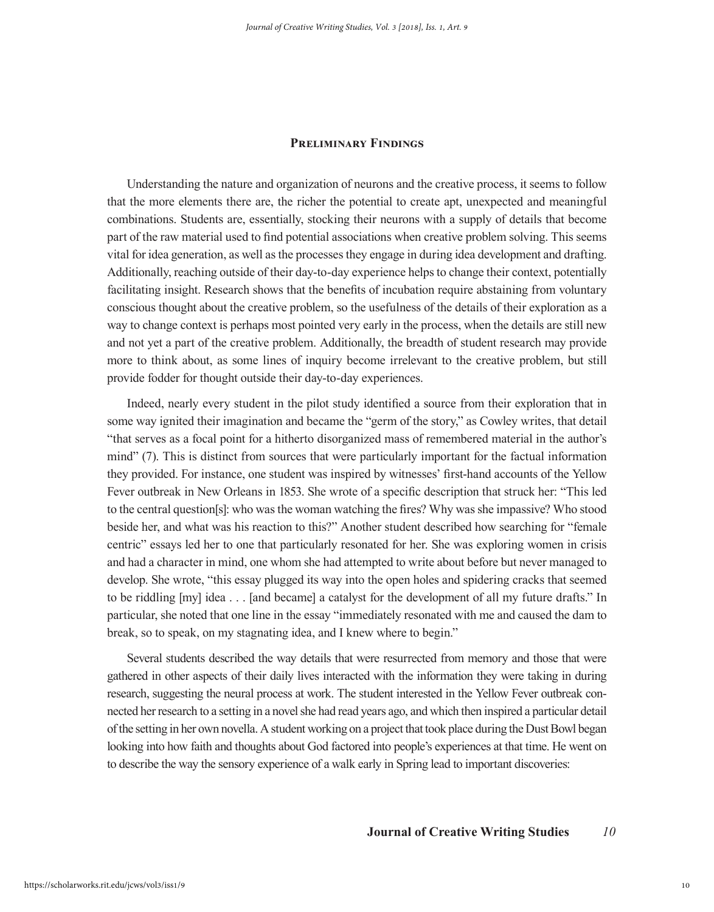## Preliminary Findings

Understanding the nature and organization of neurons and the creative process, it seems to follow that the more elements there are, the richer the potential to create apt, unexpected and meaningful combinations. Students are, essentially, stocking their neurons with a supply of details that become part of the raw material used to find potential associations when creative problem solving. This seems vital for idea generation, as well as the processes they engage in during idea development and drafting. Additionally, reaching outside of their day-to-day experience helps to change their context, potentially facilitating insight. Research shows that the benefits of incubation require abstaining from voluntary conscious thought about the creative problem, so the usefulness of the details of their exploration as a way to change context is perhaps most pointed very early in the process, when the details are still new and not yet a part of the creative problem. Additionally, the breadth of student research may provide more to think about, as some lines of inquiry become irrelevant to the creative problem, but still provide fodder for thought outside their day-to-day experiences.

Indeed, nearly every student in the pilot study identified a source from their exploration that in some way ignited their imagination and became the "germ of the story," as Cowley writes, that detail "that serves as a focal point for a hitherto disorganized mass of remembered material in the author's mind" (7). This is distinct from sources that were particularly important for the factual information they provided. For instance, one student was inspired by witnesses' first-hand accounts of the Yellow Fever outbreak in New Orleans in 1853. She wrote of a specific description that struck her: "This led to the central question[s]: who was the woman watching the fires? Why was she impassive? Who stood beside her, and what was his reaction to this?" Another student described how searching for "female centric" essays led her to one that particularly resonated for her. She was exploring women in crisis and had a character in mind, one whom she had attempted to write about before but never managed to develop. She wrote, "this essay plugged its way into the open holes and spidering cracks that seemed to be riddling [my] idea . . . [and became] a catalyst for the development of all my future drafts." In particular, she noted that one line in the essay "immediately resonated with me and caused the dam to break, so to speak, on my stagnating idea, and I knew where to begin."

Several students described the way details that were resurrected from memory and those that were gathered in other aspects of their daily lives interacted with the information they were taking in during research, suggesting the neural process at work. The student interested in the Yellow Fever outbreak connected her research to a setting in a novel she had read years ago, and which then inspired a particular detail of the setting in her own novella. A student working on a project that took place during the Dust Bowl began looking into how faith and thoughts about God factored into people's experiences at that time. He went on to describe the way the sensory experience of a walk early in Spring lead to important discoveries: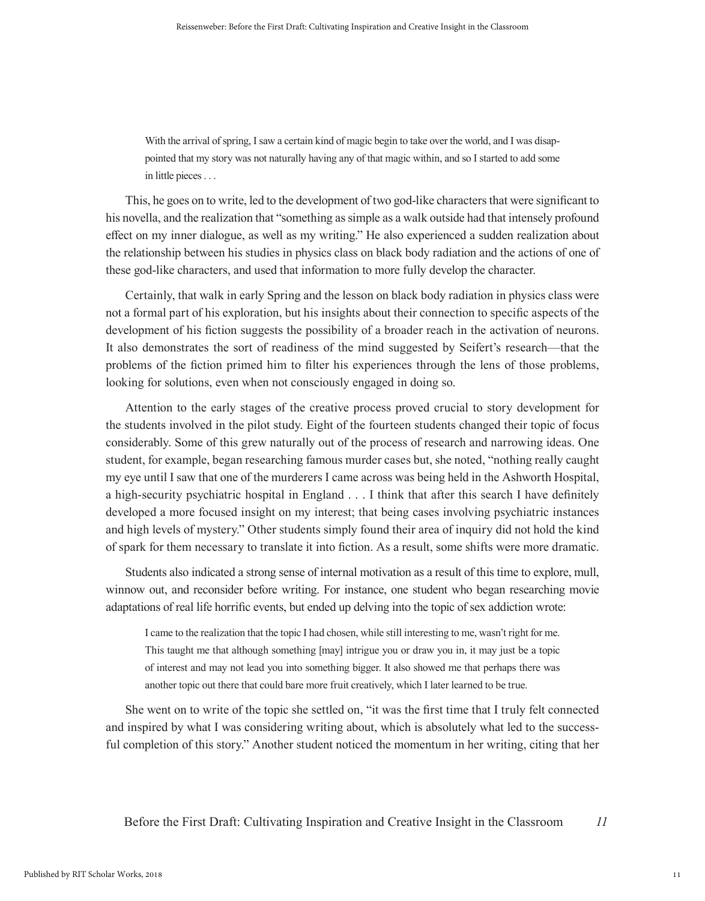> With the arrival of spring, I saw a certain kind of magic begin to take over the world, and I was disappointed that my story was not naturally having any of that magic within, and so I started to add some in little pieces . . .

This, he goes on to write, led to the development of two god-like characters that were significant to his novella, and the realization that "something as simple as a walk outside had that intensely profound effect on my inner dialogue, as well as my writing." He also experienced a sudden realization about the relationship between his studies in physics class on black body radiation and the actions of one of these god-like characters, and used that information to more fully develop the character.

Certainly, that walk in early Spring and the lesson on black body radiation in physics class were not a formal part of his exploration, but his insights about their connection to specific aspects of the development of his fiction suggests the possibility of a broader reach in the activation of neurons. It also demonstrates the sort of readiness of the mind suggested by Seifert's research—that the problems of the fiction primed him to filter his experiences through the lens of those problems, looking for solutions, even when not consciously engaged in doing so.

Attention to the early stages of the creative process proved crucial to story development for the students involved in the pilot study. Eight of the fourteen students changed their topic of focus considerably. Some of this grew naturally out of the process of research and narrowing ideas. One student, for example, began researching famous murder cases but, she noted, "nothing really caught my eye until I saw that one of the murderers I came across was being held in the Ashworth Hospital, a high-security psychiatric hospital in England . . . I think that after this search I have definitely developed a more focused insight on my interest; that being cases involving psychiatric instances and high levels of mystery." Other students simply found their area of inquiry did not hold the kind of spark for them necessary to translate it into fiction. As a result, some shifts were more dramatic.

Students also indicated a strong sense of internal motivation as a result of this time to explore, mull, winnow out, and reconsider before writing. For instance, one student who began researching movie adaptations of real life horrific events, but ended up delving into the topic of sex addiction wrote:

> I came to the realization that the topic I had chosen, while still interesting to me, wasn't right for me. This taught me that although something [may] intrigue you or draw you in, it may just be a topic of interest and may not lead you into something bigger. It also showed me that perhaps there was another topic out there that could bare more fruit creatively, which I later learned to be true.

She went on to write of the topic she settled on, "it was the first time that I truly felt connected and inspired by what I was considering writing about, which is absolutely what led to the successful completion of this story." Another student noticed the momentum in her writing, citing that her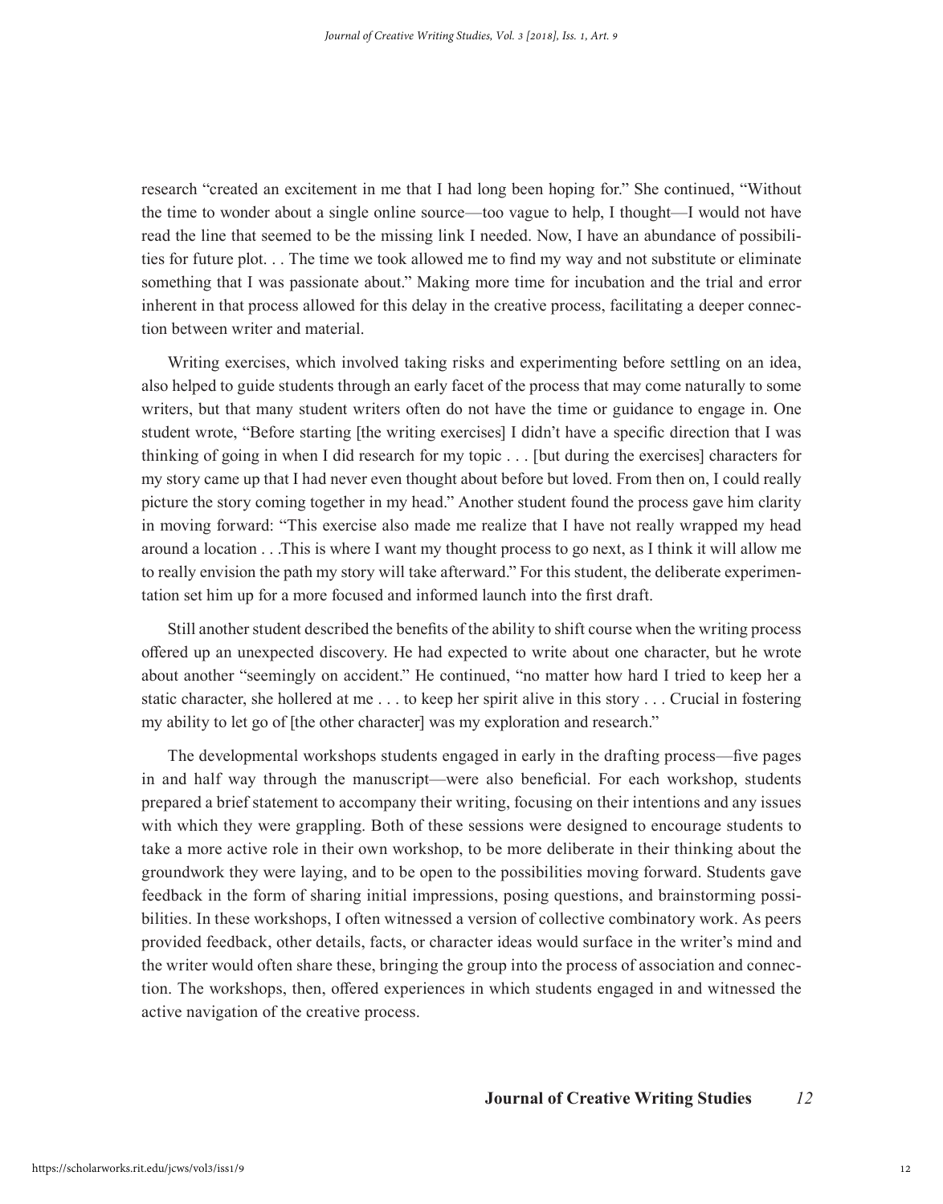research "created an excitement in me that I had long been hoping for." She continued, "Without the time to wonder about a single online source—too vague to help, I thought—I would not have read the line that seemed to be the missing link I needed. Now, I have an abundance of possibilities for future plot. . . The time we took allowed me to find my way and not substitute or eliminate something that I was passionate about." Making more time for incubation and the trial and error inherent in that process allowed for this delay in the creative process, facilitating a deeper connection between writer and material.

Writing exercises, which involved taking risks and experimenting before settling on an idea, also helped to guide students through an early facet of the process that may come naturally to some writers, but that many student writers often do not have the time or guidance to engage in. One student wrote, "Before starting [the writing exercises] I didn't have a specific direction that I was thinking of going in when I did research for my topic . . . [but during the exercises] characters for my story came up that I had never even thought about before but loved. From then on, I could really picture the story coming together in my head." Another student found the process gave him clarity in moving forward: "This exercise also made me realize that I have not really wrapped my head around a location . . .This is where I want my thought process to go next, as I think it will allow me to really envision the path my story will take afterward." For this student, the deliberate experimentation set him up for a more focused and informed launch into the first draft.

Still another student described the benefits of the ability to shift course when the writing process offered up an unexpected discovery. He had expected to write about one character, but he wrote about another "seemingly on accident." He continued, "no matter how hard I tried to keep her a static character, she hollered at me . . . to keep her spirit alive in this story . . . Crucial in fostering my ability to let go of [the other character] was my exploration and research."

The developmental workshops students engaged in early in the drafting process—five pages in and half way through the manuscript—were also beneficial. For each workshop, students prepared a brief statement to accompany their writing, focusing on their intentions and any issues with which they were grappling. Both of these sessions were designed to encourage students to take a more active role in their own workshop, to be more deliberate in their thinking about the groundwork they were laying, and to be open to the possibilities moving forward. Students gave feedback in the form of sharing initial impressions, posing questions, and brainstorming possibilities. In these workshops, I often witnessed a version of collective combinatory work. As peers provided feedback, other details, facts, or character ideas would surface in the writer's mind and the writer would often share these, bringing the group into the process of association and connection. The workshops, then, offered experiences in which students engaged in and witnessed the active navigation of the creative process.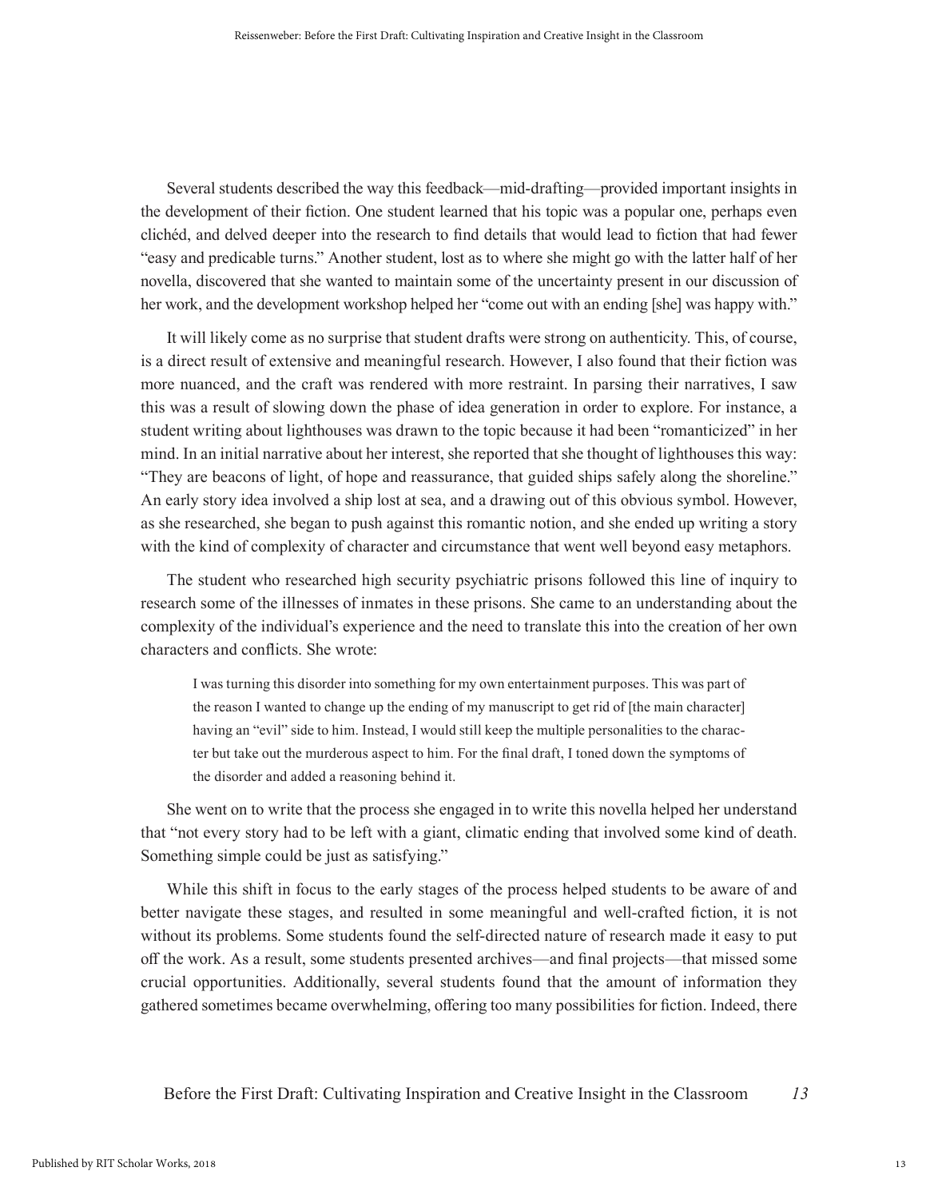Several students described the way this feedback—mid-drafting—provided important insights in the development of their fiction. One student learned that his topic was a popular one, perhaps even clichéd, and delved deeper into the research to find details that would lead to fiction that had fewer "easy and predicable turns." Another student, lost as to where she might go with the latter half of her novella, discovered that she wanted to maintain some of the uncertainty present in our discussion of her work, and the development workshop helped her "come out with an ending [she] was happy with."

It will likely come as no surprise that student drafts were strong on authenticity. This, of course, is a direct result of extensive and meaningful research. However, I also found that their fiction was more nuanced, and the craft was rendered with more restraint. In parsing their narratives, I saw this was a result of slowing down the phase of idea generation in order to explore. For instance, a student writing about lighthouses was drawn to the topic because it had been "romanticized" in her mind. In an initial narrative about her interest, she reported that she thought of lighthouses this way: "They are beacons of light, of hope and reassurance, that guided ships safely along the shoreline." An early story idea involved a ship lost at sea, and a drawing out of this obvious symbol. However, as she researched, she began to push against this romantic notion, and she ended up writing a story with the kind of complexity of character and circumstance that went well beyond easy metaphors.

The student who researched high security psychiatric prisons followed this line of inquiry to research some of the illnesses of inmates in these prisons. She came to an understanding about the complexity of the individual's experience and the need to translate this into the creation of her own characters and conflicts. She wrote:

> I was turning this disorder into something for my own entertainment purposes. This was part of the reason I wanted to change up the ending of my manuscript to get rid of [the main character] having an "evil" side to him. Instead, I would still keep the multiple personalities to the character but take out the murderous aspect to him. For the final draft, I toned down the symptoms of the disorder and added a reasoning behind it.

She went on to write that the process she engaged in to write this novella helped her understand that "not every story had to be left with a giant, climatic ending that involved some kind of death. Something simple could be just as satisfying."

While this shift in focus to the early stages of the process helped students to be aware of and better navigate these stages, and resulted in some meaningful and well-crafted fiction, it is not without its problems. Some students found the self-directed nature of research made it easy to put off the work. As a result, some students presented archives—and final projects—that missed some crucial opportunities. Additionally, several students found that the amount of information they gathered sometimes became overwhelming, offering too many possibilities for fiction. Indeed, there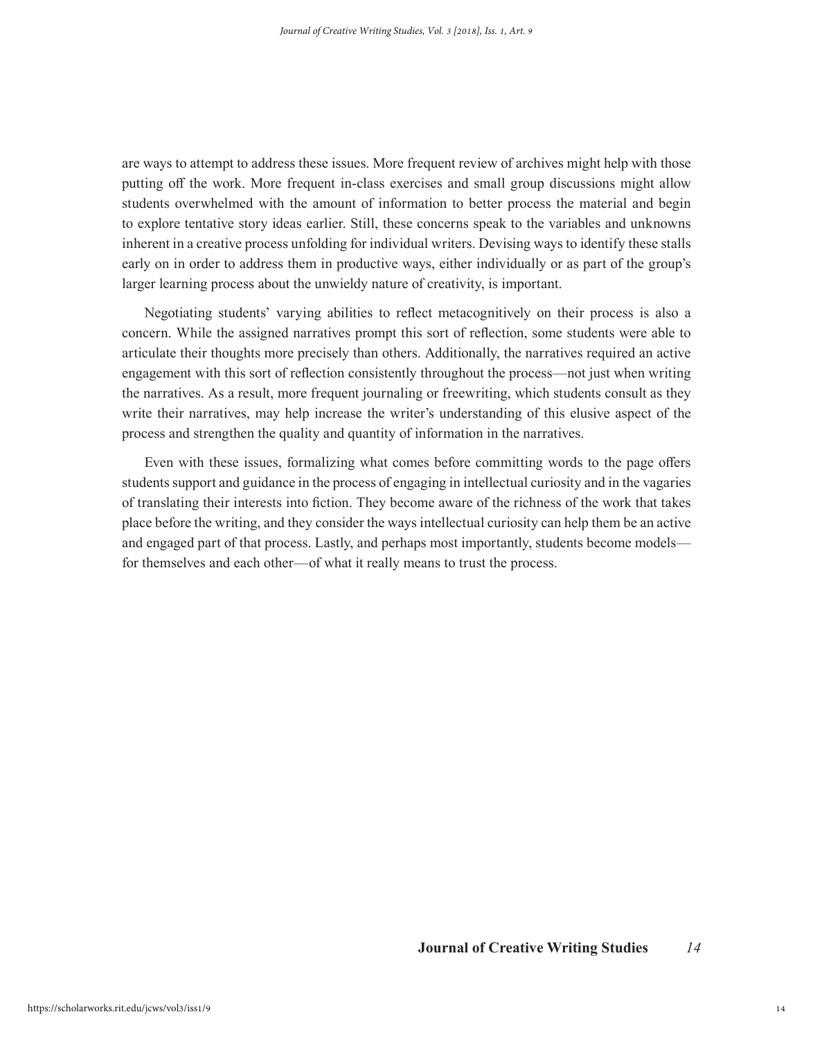are ways to attempt to address these issues. More frequent review of archives might help with those putting off the work. More frequent in-class exercises and small group discussions might allow students overwhelmed with the amount of information to better process the material and begin to explore tentative story ideas earlier. Still, these concerns speak to the variables and unknowns inherent in a creative process unfolding for individual writers. Devising ways to identify these stalls early on in order to address them in productive ways, either individually or as part of the group's larger learning process about the unwieldy nature of creativity, is important.

Negotiating students' varying abilities to reflect metacognitively on their process is also a concern. While the assigned narratives prompt this sort of reflection, some students were able to articulate their thoughts more precisely than others. Additionally, the narratives required an active engagement with this sort of reflection consistently throughout the process—not just when writing the narratives. As a result, more frequent journaling or freewriting, which students consult as they write their narratives, may help increase the writer's understanding of this elusive aspect of the process and strengthen the quality and quantity of information in the narratives.

Even with these issues, formalizing what comes before committing words to the page offers students support and guidance in the process of engaging in intellectual curiosity and in the vagaries of translating their interests into fiction. They become aware of the richness of the work that takes place before the writing, and they consider the ways intellectual curiosity can help them be an active and engaged part of that process. Lastly, and perhaps most importantly, students become models—for themselves and each other—of what it really means to trust the process.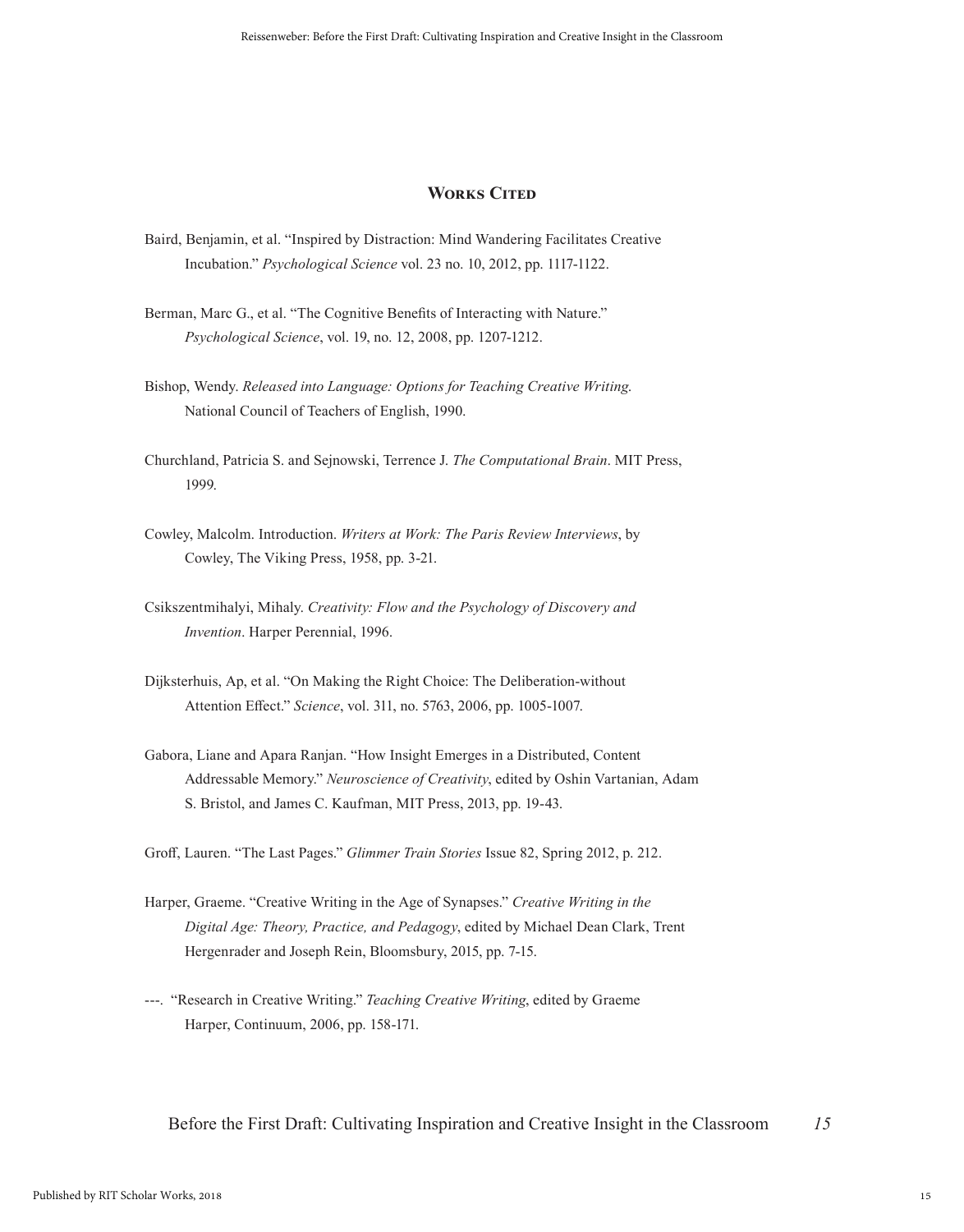## Works Cited

Baird, Benjamin, et al. "Inspired by Distraction: Mind Wandering Facilitates Creative Incubation." *Psychological Science* vol. 23 no. 10, 2012, pp. 1117-1122.

Berman, Marc G., et al. "The Cognitive Benefits of Interacting with Nature." *Psychological Science*, vol. 19, no. 12, 2008, pp. 1207-1212.

Bishop, Wendy. *Released into Language: Options for Teaching Creative Writing*. National Council of Teachers of English, 1990.

Churchland, Patricia S. and Sejnowski, Terrence J. *The Computational Brain*. MIT Press, 1999.

Cowley, Malcolm. Introduction. *Writers at Work: The Paris Review Interviews*, by Cowley, The Viking Press, 1958, pp. 3-21.

Csikszentmihalyi, Mihaly. *Creativity: Flow and the Psychology of Discovery and Invention*. Harper Perennial, 1996.

Dijksterhuis, Ap, et al. "On Making the Right Choice: The Deliberation-without Attention Effect." *Science*, vol. 311, no. 5763, 2006, pp. 1005-1007.

Gabora, Liane and Apara Ranjan. "How Insight Emerges in a Distributed, Content Addressable Memory." *Neuroscience of Creativity*, edited by Oshin Vartanian, Adam S. Bristol, and James C. Kaufman, MIT Press, 2013, pp. 19-43.

Groff, Lauren. "The Last Pages." *Glimmer Train Stories* Issue 82, Spring 2012, p. 212.

Harper, Graeme. "Creative Writing in the Age of Synapses." *Creative Writing in the Digital Age: Theory, Practice, and Pedagogy*, edited by Michael Dean Clark, Trent Hergenrader and Joseph Rein, Bloomsbury, 2015, pp. 7-15.

---. "Research in Creative Writing." *Teaching Creative Writing*, edited by Graeme Harper, Continuum, 2006, pp. 158-171.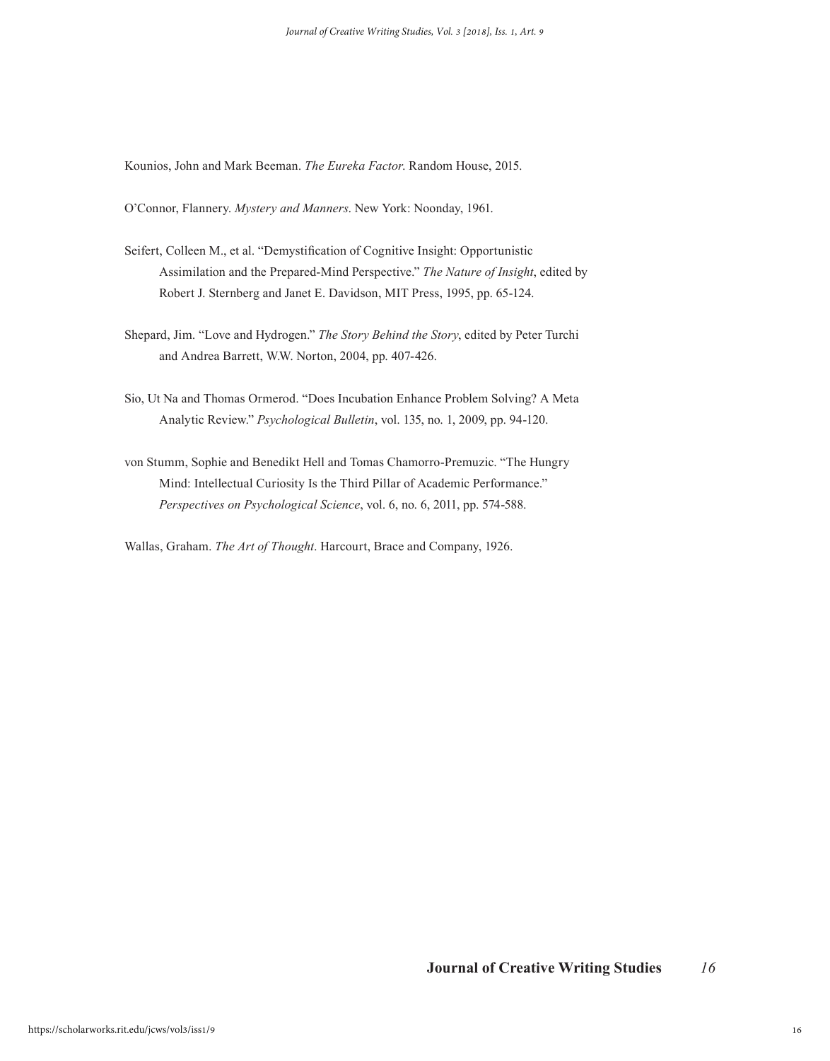Kounios, John and Mark Beeman. *The Eureka Factor*. Random House, 2015.

O'Connor, Flannery. *Mystery and Manners*. New York: Noonday, 1961.

Seifert, Colleen M., et al. "Demystification of Cognitive Insight: Opportunistic Assimilation and the Prepared-Mind Perspective." *The Nature of Insight*, edited by Robert J. Sternberg and Janet E. Davidson, MIT Press, 1995, pp. 65-124.

Shepard, Jim. "Love and Hydrogen." *The Story Behind the Story*, edited by Peter Turchi and Andrea Barrett, W.W. Norton, 2004, pp. 407-426.

Sio, Ut Na and Thomas Ormerod. "Does Incubation Enhance Problem Solving? A Meta Analytic Review." *Psychological Bulletin*, vol. 135, no. 1, 2009, pp. 94-120.

von Stumm, Sophie and Benedikt Hell and Tomas Chamorro-Premuzic. "The Hungry Mind: Intellectual Curiosity Is the Third Pillar of Academic Performance." *Perspectives on Psychological Science*, vol. 6, no. 6, 2011, pp. 574-588.

Wallas, Graham. *The Art of Thought*. Harcourt, Brace and Company, 1926.